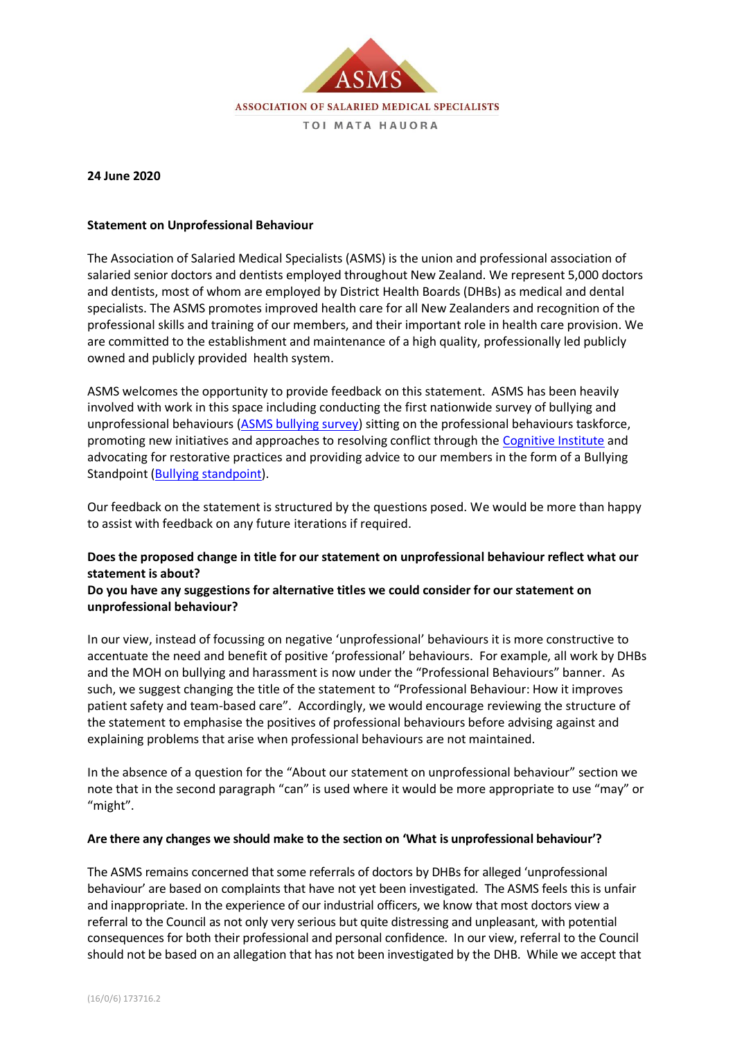ASMS

ASSOCIATION OF SALARIED MEDICAL SPECIALISTS

TOI MATA HAUORA

**24 June 2020**

**Statement on Unprofessional Behaviour**

The Association of Salaried Medical Specialists (ASMS) is the union and professional association of salaried senior doctors and dentists employed throughout New Zealand. We represent 5,000 doctors and dentists, most of whom are employed by District Health Boards (DHBs) as medical and dental specialists. The ASMS promotes improved health care for all New Zealanders and recognition of the professional skills and training of our members, and their important role in health care provision. We are committed to the establishment and maintenance of a high quality, professionally led publicly owned and publicly provided health system.

ASMS welcomes the opportunity to provide feedback on this statement. ASMS has been heavily involved with work in this space including conducting the first nationwide survey of bullying and unprofessional behaviours (ASMS bullying survey) sitting on the professional behaviours taskforce, promoting new initiatives and approaches to resolving conflict through the Cognitive Institute and advocating for restorative practices and providing advice to our members in the form of a Bullying Standpoint (Bullying standpoint).

Our feedback on the statement is structured by the questions posed. We would be more than happy to assist with feedback on any future iterations if required.

**Does the proposed change in title for our statement on unprofessional behaviour reflect what our statement is about?**

**Do you have any suggestions for alternative titles we could consider for our statement on unprofessional behaviour?**

In our view, instead of focussing on negative 'unprofessional' behaviours it is more constructive to accentuate the need and benefit of positive 'professional' behaviours. For example, all work by DHBs and the MOH on bullying and harassment is now under the "Professional Behaviours" banner. As such, we suggest changing the title of the statement to "Professional Behaviour: How it improves patient safety and team-based care". Accordingly, we would encourage reviewing the structure of the statement to emphasise the positives of professional behaviours before advising against and explaining problems that arise when professional behaviours are not maintained.

In the absence of a question for the "About our statement on unprofessional behaviour" section we note that in the second paragraph "can" is used where it would be more appropriate to use "may" or "might".

**Are there any changes we should make to the section on 'What is unprofessional behaviour'?**

The ASMS remains concerned that some referrals of doctors by DHBs for alleged 'unprofessional behaviour' are based on complaints that have not yet been investigated. The ASMS feels this is unfair and inappropriate. In the experience of our industrial officers, we know that most doctors view a referral to the Council as not only very serious but quite distressing and unpleasant, with potential consequences for both their professional and personal confidence. In our view, referral to the Council should not be based on an allegation that has not been investigated by the DHB. While we accept that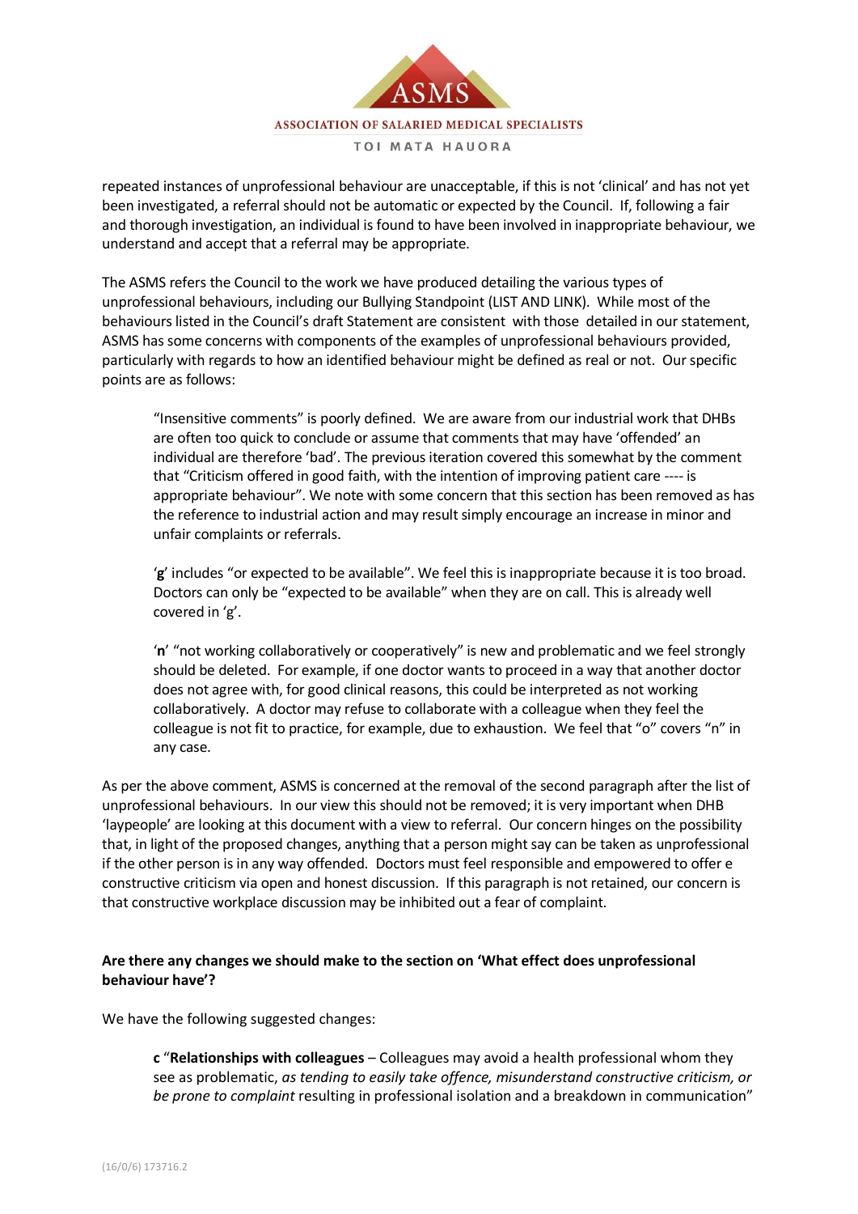repeated instances of unprofessional behaviour are unacceptable, if this is not 'clinical' and has not yet been investigated, a referral should not be automatic or expected by the Council. If, following a fair and thorough investigation, an individual is found to have been involved in inappropriate behaviour, we understand and accept that a referral may be appropriate.

The ASMS refers the Council to the work we have produced detailing the various types of unprofessional behaviours, including our Bullying Standpoint (LIST AND LINK). While most of the behaviours listed in the Council's draft Statement are consistent with those detailed in our statement, ASMS has some concerns with components of the examples of unprofessional behaviours provided, particularly with regards to how an identified behaviour might be defined as real or not. Our specific points are as follows:

> "Insensitive comments" is poorly defined. We are aware from our industrial work that DHBs are often too quick to conclude or assume that comments that may have 'offended' an individual are therefore 'bad'. The previous iteration covered this somewhat by the comment that "Criticism offered in good faith, with the intention of improving patient care ---- is appropriate behaviour". We note with some concern that this section has been removed as has the reference to industrial action and may result simply encourage an increase in minor and unfair complaints or referrals.
>
> '**g**' includes "or expected to be available". We feel this is inappropriate because it is too broad. Doctors can only be "expected to be available" when they are on call. This is already well covered in 'g'.
>
> '**n**' "not working collaboratively or cooperatively" is new and problematic and we feel strongly should be deleted. For example, if one doctor wants to proceed in a way that another doctor does not agree with, for good clinical reasons, this could be interpreted as not working collaboratively. A doctor may refuse to collaborate with a colleague when they feel the colleague is not fit to practice, for example, due to exhaustion. We feel that "o" covers "n" in any case.

As per the above comment, ASMS is concerned at the removal of the second paragraph after the list of unprofessional behaviours. In our view this should not be removed; it is very important when DHB 'laypeople' are looking at this document with a view to referral. Our concern hinges on the possibility that, in light of the proposed changes, anything that a person might say can be taken as unprofessional if the other person is in any way offended. Doctors must feel responsible and empowered to offer e constructive criticism via open and honest discussion. If this paragraph is not retained, our concern is that constructive workplace discussion may be inhibited out a fear of complaint.

**Are there any changes we should make to the section on 'What effect does unprofessional behaviour have'?**

We have the following suggested changes:

> **c** "**Relationships with colleagues** – Colleagues may avoid a health professional whom they see as problematic, *as tending to easily take offence, misunderstand constructive criticism, or be prone to complaint* resulting in professional isolation and a breakdown in communication"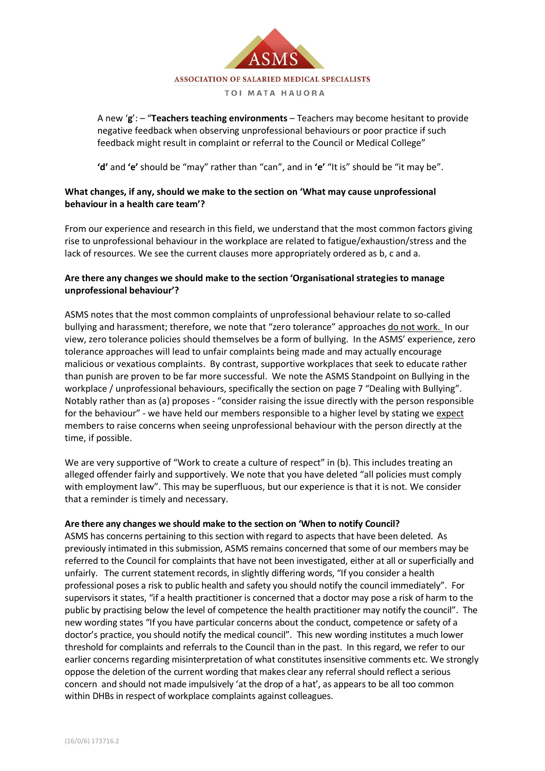A new '**g**': – "**Teachers teaching environments** – Teachers may become hesitant to provide negative feedback when observing unprofessional behaviours or poor practice if such feedback might result in complaint or referral to the Council or Medical College"

**'d'** and **'e'** should be "may" rather than "can", and in **'e'** "It is" should be "it may be".

**What changes, if any, should we make to the section on 'What may cause unprofessional behaviour in a health care team'?**

From our experience and research in this field, we understand that the most common factors giving rise to unprofessional behaviour in the workplace are related to fatigue/exhaustion/stress and the lack of resources. We see the current clauses more appropriately ordered as b, c and a.

**Are there any changes we should make to the section 'Organisational strategies to manage unprofessional behaviour'?**

ASMS notes that the most common complaints of unprofessional behaviour relate to so-called bullying and harassment; therefore, we note that "zero tolerance" approaches do not work. In our view, zero tolerance policies should themselves be a form of bullying. In the ASMS' experience, zero tolerance approaches will lead to unfair complaints being made and may actually encourage malicious or vexatious complaints. By contrast, supportive workplaces that seek to educate rather than punish are proven to be far more successful. We note the ASMS Standpoint on Bullying in the workplace / unprofessional behaviours, specifically the section on page 7 "Dealing with Bullying". Notably rather than as (a) proposes - "consider raising the issue directly with the person responsible for the behaviour" - we have held our members responsible to a higher level by stating we expect members to raise concerns when seeing unprofessional behaviour with the person directly at the time, if possible.

We are very supportive of "Work to create a culture of respect" in (b). This includes treating an alleged offender fairly and supportively. We note that you have deleted "all policies must comply with employment law". This may be superfluous, but our experience is that it is not. We consider that a reminder is timely and necessary.

**Are there any changes we should make to the section on 'When to notify Council?**

ASMS has concerns pertaining to this section with regard to aspects that have been deleted. As previously intimated in this submission, ASMS remains concerned that some of our members may be referred to the Council for complaints that have not been investigated, either at all or superficially and unfairly. The current statement records, in slightly differing words, "If you consider a health professional poses a risk to public health and safety you should notify the council immediately". For supervisors it states, "if a health practitioner is concerned that a doctor may pose a risk of harm to the public by practising below the level of competence the health practitioner may notify the council". The new wording states "If you have particular concerns about the conduct, competence or safety of a doctor's practice, you should notify the medical council". This new wording institutes a much lower threshold for complaints and referrals to the Council than in the past. In this regard, we refer to our earlier concerns regarding misinterpretation of what constitutes insensitive comments etc. We strongly oppose the deletion of the current wording that makes clear any referral should reflect a serious concern and should not made impulsively 'at the drop of a hat', as appears to be all too common within DHBs in respect of workplace complaints against colleagues.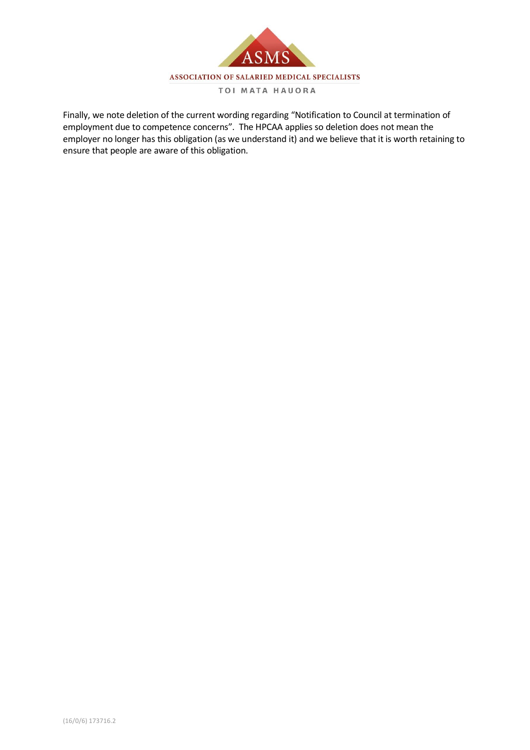Finally, we note deletion of the current wording regarding "Notification to Council at termination of employment due to competence concerns". The HPCAA applies so deletion does not mean the employer no longer has this obligation (as we understand it) and we believe that it is worth retaining to ensure that people are aware of this obligation.

(16/0/6) 173716.2